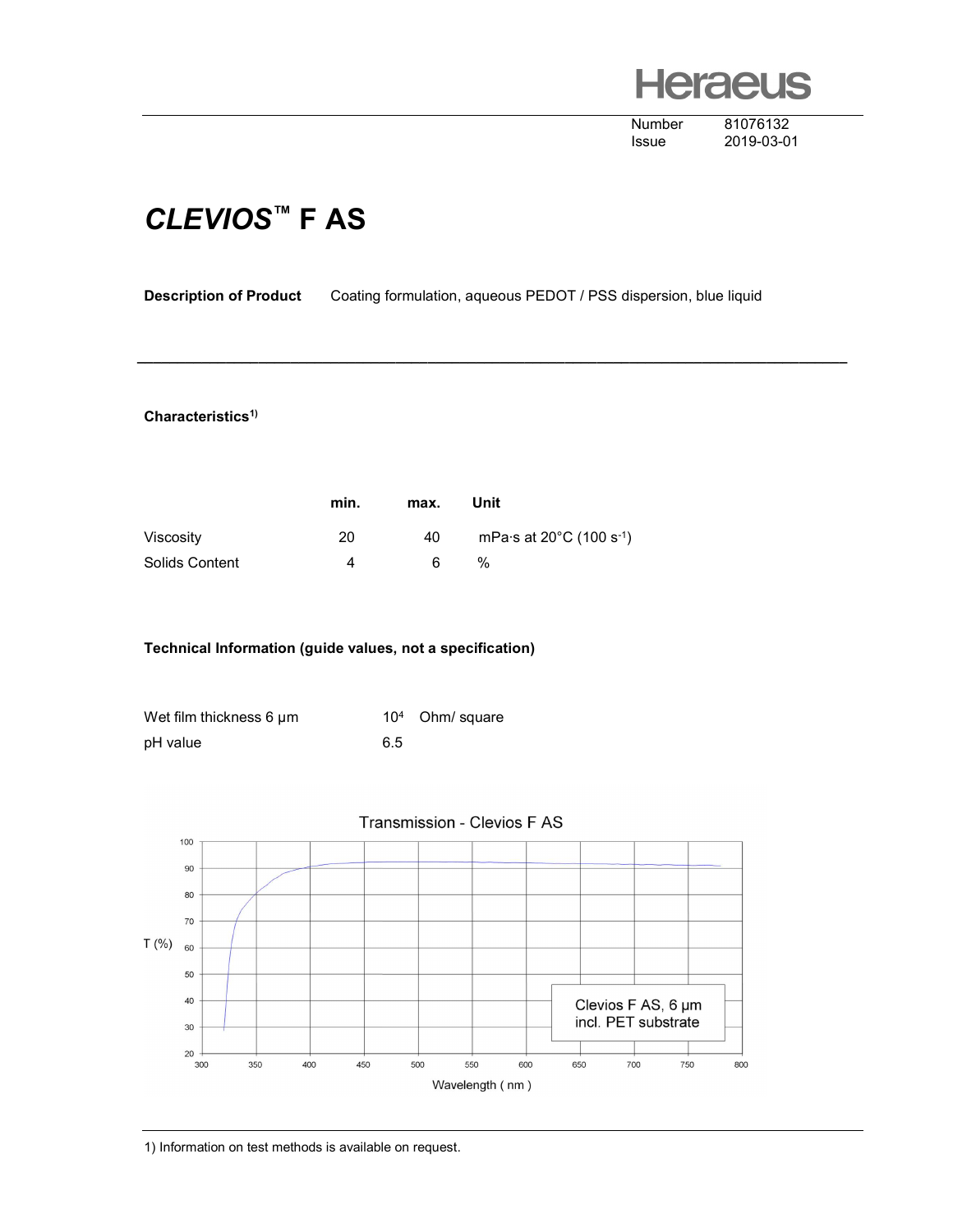Number 81076132
Issue 2019-03-01

# *CLEVIOS™* F AS

**Description of Product** Coating formulation, aqueous PEDOT / PSS dispersion, blue liquid

---

**Characteristics[1)]**

| | min. | max. | Unit |
|---|---|---|---|
| Viscosity | 20 | 40 | mPa·s at 20°C (100 $s^{-1}$) |
| Solids Content | 4 | 6 | % |

**Technical Information (guide values, not a specification)**

| | | |
|---|---|---|
| Wet film thickness 6 µm | $10^4$ | Ohm/ square |
| pH value | 6.5 | |

Transmission - Clevios F AS

T (%)

100
90
80
70
60
50
40
30
20

300 350 400 450 500 550 600 650 700 750 800

Wavelength ( nm )

Clevios F AS, 6 µm
incl. PET substrate

---

1) Information on test methods is available on request.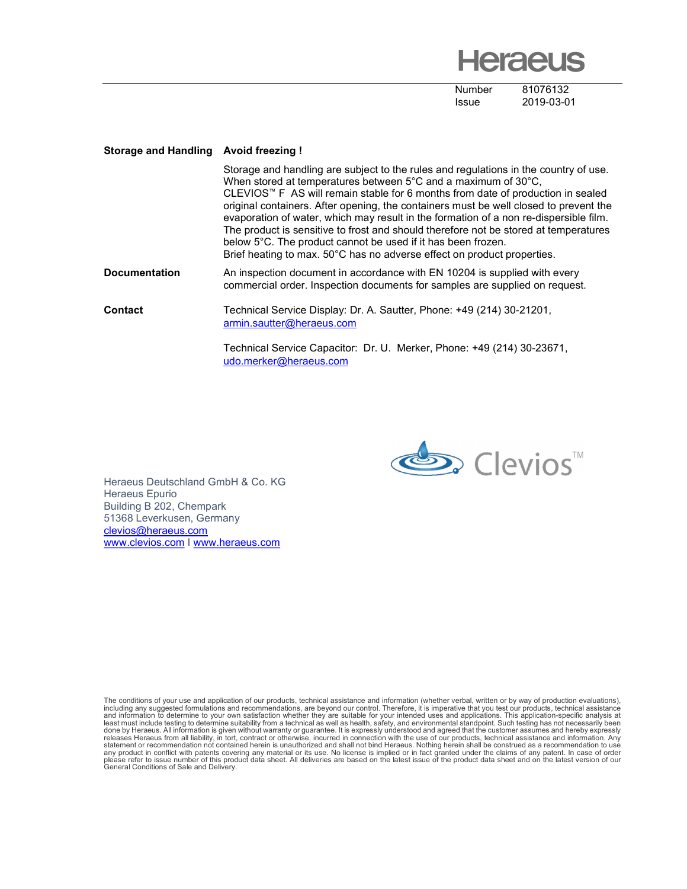| | |
|---|---|
| **Storage and Handling** | **Avoid freezing !** |
| | Storage and handling are subject to the rules and regulations in the country of use. When stored at temperatures between 5°C and a maximum of 30°C, CLEVIOS™ F AS will remain stable for 6 months from date of production in sealed original containers. After opening, the containers must be well closed to prevent the evaporation of water, which may result in the formation of a non re-dispersible film. The product is sensitive to frost and should therefore not be stored at temperatures below 5°C. The product cannot be used if it has been frozen. Brief heating to max. 50°C has no adverse effect on product properties. |
| **Documentation** | An inspection document in accordance with EN 10204 is supplied with every commercial order. Inspection documents for samples are supplied on request. |
| **Contact** | Technical Service Display: Dr. A. Sautter, Phone: +49 (214) 30-21201, armin.sautter@heraeus.com |
| | Technical Service Capacitor: Dr. U. Merker, Phone: +49 (214) 30-23671, udo.merker@heraeus.com |

Heraeus Deutschland GmbH & Co. KG
Heraeus Epurio
Building B 202, Chempark
51368 Leverkusen, Germany
clevios@heraeus.com
www.clevios.com | www.heraeus.com

The conditions of your use and application of our products, technical assistance and information (whether verbal, written or by way of production evaluations), including any suggested formulations and recommendations, are beyond our control. Therefore, it is imperative that you test our products, technical assistance and information to determine to your own satisfaction whether they are suitable for your intended uses and applications. This application-specific analysis at least must include testing to determine suitability from a technical as well as health, safety, and environmental standpoint. Such testing has not necessarily been done by Heraeus. All information is given without warranty or guarantee. It is expressly understood and agreed that the customer assumes and hereby expressly releases Heraeus from all liability, in tort, contract or otherwise, incurred in connection with the use of our products, technical assistance and information. Any statement or recommendation not contained herein is unauthorized and shall not bind Heraeus. Nothing herein shall be construed as a recommendation to use any product in conflict with patents covering any material or its use. No license is implied or in fact granted under the claims of any patent. In case of order please refer to issue number of this product data sheet. All deliveries are based on the latest issue of the product data sheet and on the latest version of our General Conditions of Sale and Delivery.